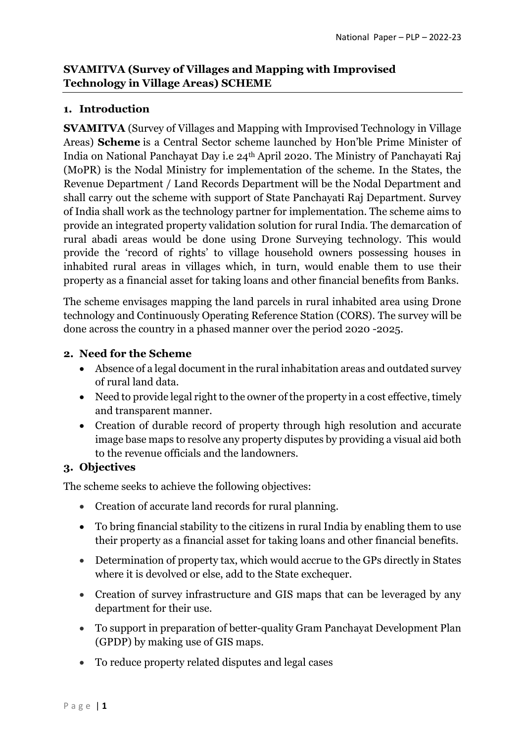**SVAMITVA (Survey of Villages and Mapping with Improvised Technology in Village Areas) SCHEME**

## 1. Introduction

**SVAMITVA** (Survey of Villages and Mapping with Improvised Technology in Village Areas) **Scheme** is a Central Sector scheme launched by Hon'ble Prime Minister of India on National Panchayat Day i.e 24th April 2020. The Ministry of Panchayati Raj (MoPR) is the Nodal Ministry for implementation of the scheme. In the States, the Revenue Department / Land Records Department will be the Nodal Department and shall carry out the scheme with support of State Panchayati Raj Department. Survey of India shall work as the technology partner for implementation. The scheme aims to provide an integrated property validation solution for rural India. The demarcation of rural abadi areas would be done using Drone Surveying technology. This would provide the 'record of rights' to village household owners possessing houses in inhabited rural areas in villages which, in turn, would enable them to use their property as a financial asset for taking loans and other financial benefits from Banks.

The scheme envisages mapping the land parcels in rural inhabited area using Drone technology and Continuously Operating Reference Station (CORS). The survey will be done across the country in a phased manner over the period 2020 -2025.

## 2. Need for the Scheme

- Absence of a legal document in the rural inhabitation areas and outdated survey of rural land data.
- Need to provide legal right to the owner of the property in a cost effective, timely and transparent manner.
- Creation of durable record of property through high resolution and accurate image base maps to resolve any property disputes by providing a visual aid both to the revenue officials and the landowners.

## 3. Objectives

The scheme seeks to achieve the following objectives:

- Creation of accurate land records for rural planning.
- To bring financial stability to the citizens in rural India by enabling them to use their property as a financial asset for taking loans and other financial benefits.
- Determination of property tax, which would accrue to the GPs directly in States where it is devolved or else, add to the State exchequer.
- Creation of survey infrastructure and GIS maps that can be leveraged by any department for their use.
- To support in preparation of better-quality Gram Panchayat Development Plan (GPDP) by making use of GIS maps.
- To reduce property related disputes and legal cases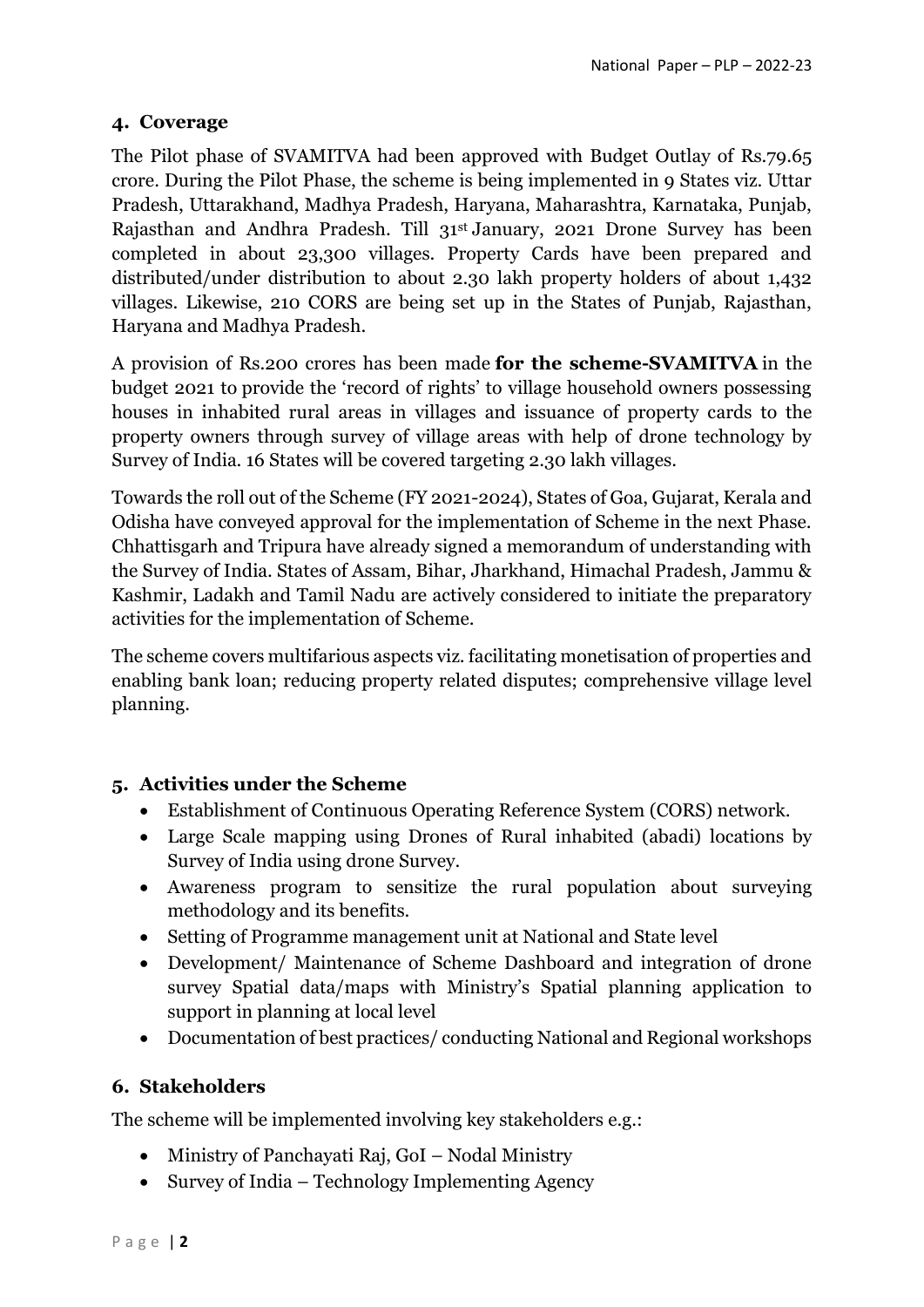## 4. Coverage

The Pilot phase of SVAMITVA had been approved with Budget Outlay of Rs.79.65 crore. During the Pilot Phase, the scheme is being implemented in 9 States viz. Uttar Pradesh, Uttarakhand, Madhya Pradesh, Haryana, Maharashtra, Karnataka, Punjab, Rajasthan and Andhra Pradesh. Till 31st January, 2021 Drone Survey has been completed in about 23,300 villages. Property Cards have been prepared and distributed/under distribution to about 2.30 lakh property holders of about 1,432 villages. Likewise, 210 CORS are being set up in the States of Punjab, Rajasthan, Haryana and Madhya Pradesh.

A provision of Rs.200 crores has been made **for the scheme-SVAMITVA** in the budget 2021 to provide the 'record of rights' to village household owners possessing houses in inhabited rural areas in villages and issuance of property cards to the property owners through survey of village areas with help of drone technology by Survey of India. 16 States will be covered targeting 2.30 lakh villages.

Towards the roll out of the Scheme (FY 2021-2024), States of Goa, Gujarat, Kerala and Odisha have conveyed approval for the implementation of Scheme in the next Phase. Chhattisgarh and Tripura have already signed a memorandum of understanding with the Survey of India. States of Assam, Bihar, Jharkhand, Himachal Pradesh, Jammu & Kashmir, Ladakh and Tamil Nadu are actively considered to initiate the preparatory activities for the implementation of Scheme.

The scheme covers multifarious aspects viz. facilitating monetisation of properties and enabling bank loan; reducing property related disputes; comprehensive village level planning.

## 5. Activities under the Scheme

- Establishment of Continuous Operating Reference System (CORS) network.
- Large Scale mapping using Drones of Rural inhabited (abadi) locations by Survey of India using drone Survey.
- Awareness program to sensitize the rural population about surveying methodology and its benefits.
- Setting of Programme management unit at National and State level
- Development/ Maintenance of Scheme Dashboard and integration of drone survey Spatial data/maps with Ministry's Spatial planning application to support in planning at local level
- Documentation of best practices/ conducting National and Regional workshops

## 6. Stakeholders

The scheme will be implemented involving key stakeholders e.g.:

- Ministry of Panchayati Raj, GoI – Nodal Ministry
- Survey of India – Technology Implementing Agency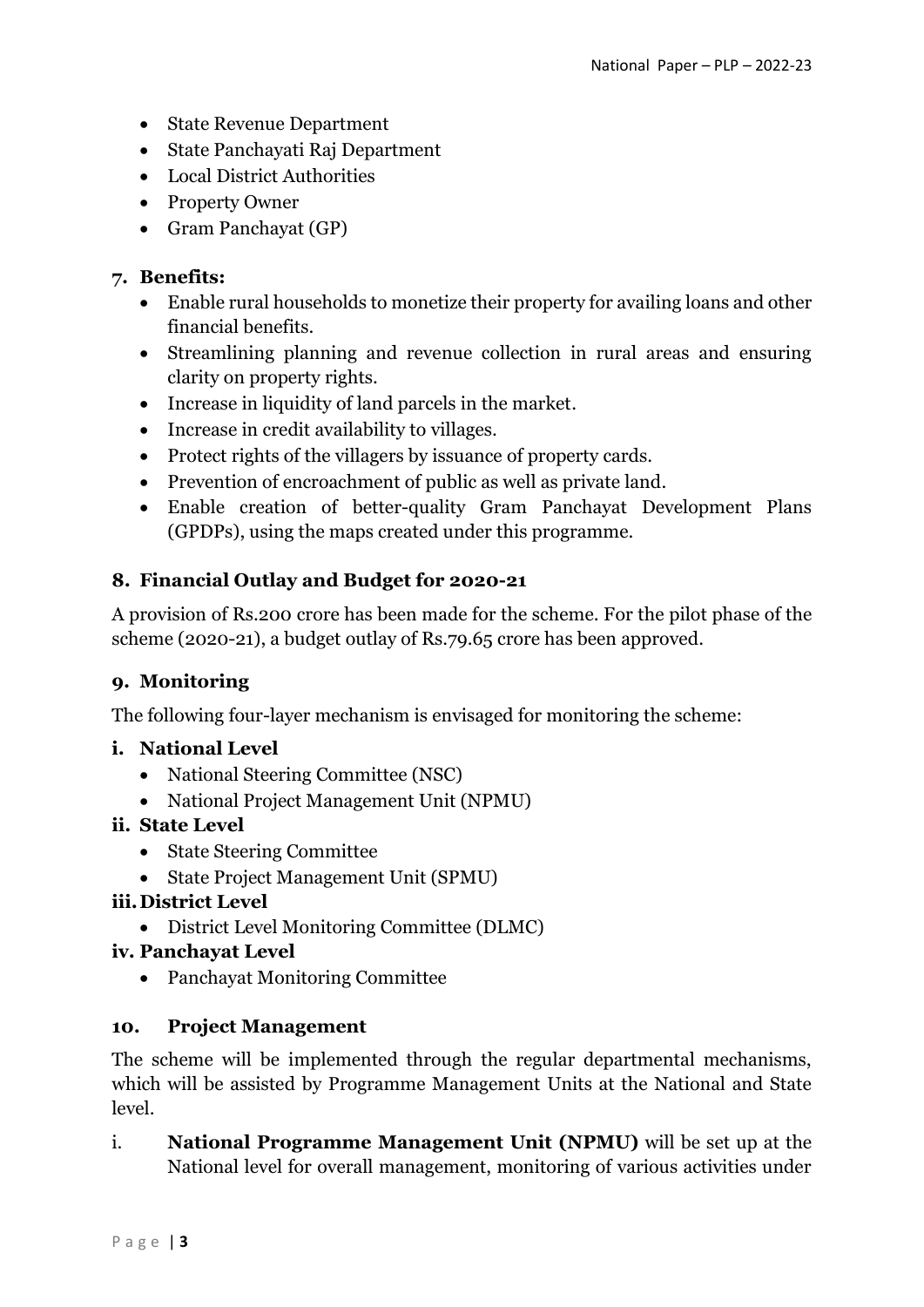- State Revenue Department
- State Panchayati Raj Department
- Local District Authorities
- Property Owner
- Gram Panchayat (GP)

## 7. Benefits:

- Enable rural households to monetize their property for availing loans and other financial benefits.
- Streamlining planning and revenue collection in rural areas and ensuring clarity on property rights.
- Increase in liquidity of land parcels in the market.
- Increase in credit availability to villages.
- Protect rights of the villagers by issuance of property cards.
- Prevention of encroachment of public as well as private land.
- Enable creation of better-quality Gram Panchayat Development Plans (GPDPs), using the maps created under this programme.

## 8. Financial Outlay and Budget for 2020-21

A provision of Rs.200 crore has been made for the scheme. For the pilot phase of the scheme (2020-21), a budget outlay of Rs.79.65 crore has been approved.

## 9. Monitoring

The following four-layer mechanism is envisaged for monitoring the scheme:

### i. National Level

- National Steering Committee (NSC)
- National Project Management Unit (NPMU)

### ii. State Level

- State Steering Committee
- State Project Management Unit (SPMU)

### iii. District Level

- District Level Monitoring Committee (DLMC)

### iv. Panchayat Level

- Panchayat Monitoring Committee

## 10. Project Management

The scheme will be implemented through the regular departmental mechanisms, which will be assisted by Programme Management Units at the National and State level.

i. **National Programme Management Unit (NPMU)** will be set up at the National level for overall management, monitoring of various activities under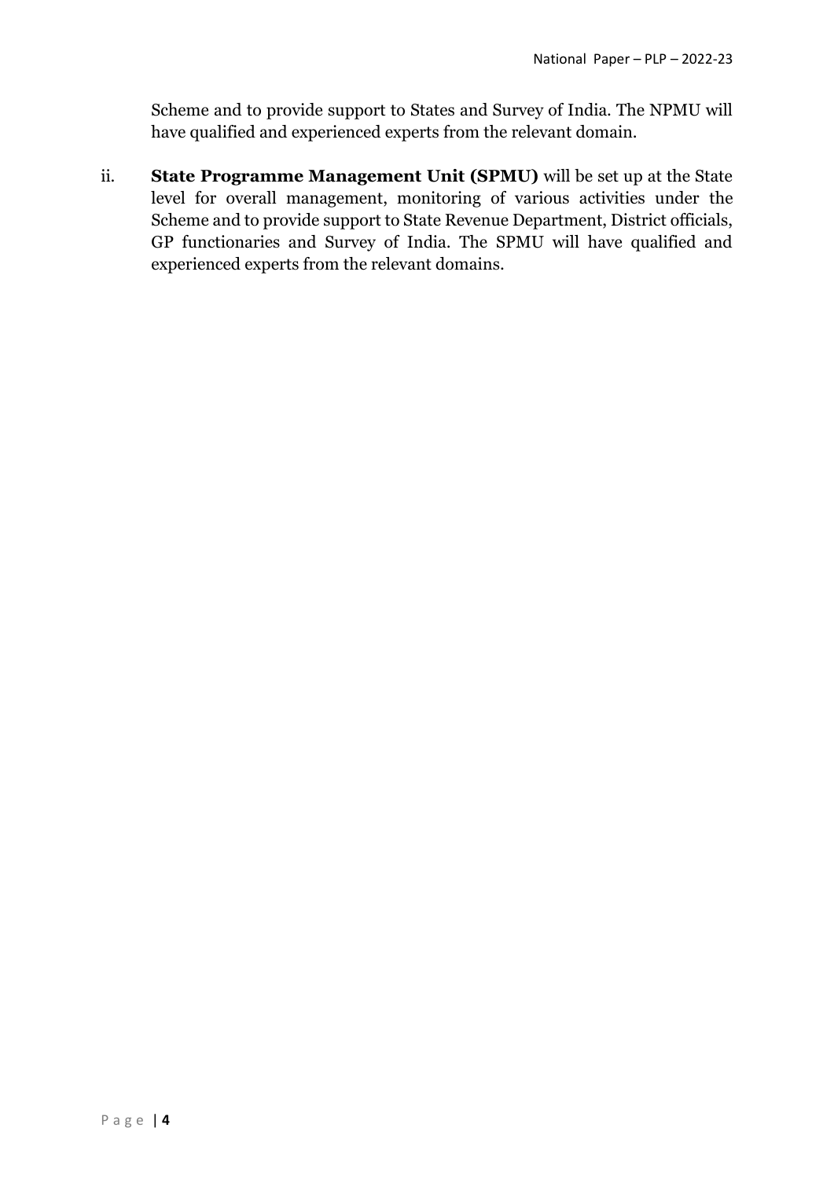Scheme and to provide support to States and Survey of India. The NPMU will have qualified and experienced experts from the relevant domain.

ii. **State Programme Management Unit (SPMU)** will be set up at the State level for overall management, monitoring of various activities under the Scheme and to provide support to State Revenue Department, District officials, GP functionaries and Survey of India. The SPMU will have qualified and experienced experts from the relevant domains.